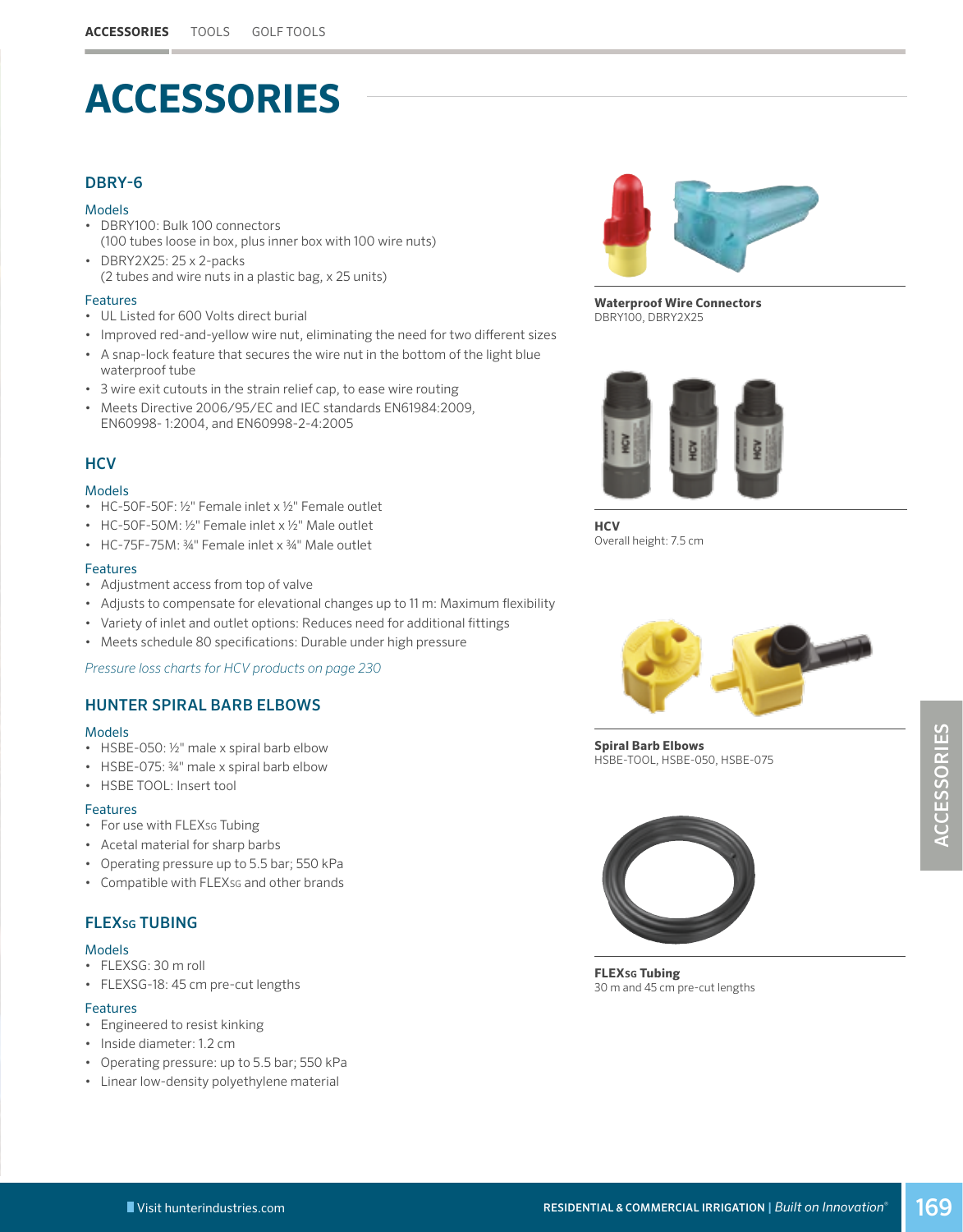# ACCESSORIES

## DBRY-6

### Models

- DBRY100: Bulk 100 connectors
  (100 tubes loose in box, plus inner box with 100 wire nuts)
- DBRY2X25: 25 x 2-packs
  (2 tubes and wire nuts in a plastic bag, x 25 units)

### Features

- UL Listed for 600 Volts direct burial
- Improved red-and-yellow wire nut, eliminating the need for two different sizes
- A snap-lock feature that secures the wire nut in the bottom of the light blue waterproof tube
- 3 wire exit cutouts in the strain relief cap, to ease wire routing
- Meets Directive 2006/95/EC and IEC standards EN61984:2009, EN60998- 1:2004, and EN60998-2-4:2005

**Waterproof Wire Connectors**
DBRY100, DBRY2X25

## HCV

### Models

- HC-50F-50F: ½" Female inlet x ½" Female outlet
- HC-50F-50M: ½" Female inlet x ½" Male outlet
- HC-75F-75M: ¾" Female inlet x ¾" Male outlet

### Features

- Adjustment access from top of valve
- Adjusts to compensate for elevational changes up to 11 m: Maximum flexibility
- Variety of inlet and outlet options: Reduces need for additional fittings
- Meets schedule 80 specifications: Durable under high pressure

*Pressure loss charts for HCV products on page 230*

**HCV**
Overall height: 7.5 cm

## HUNTER SPIRAL BARB ELBOWS

### Models

- HSBE-050: ½" male x spiral barb elbow
- HSBE-075: ¾" male x spiral barb elbow
- HSBE TOOL: Insert tool

### Features

- For use with FLEXSG Tubing
- Acetal material for sharp barbs
- Operating pressure up to 5.5 bar; 550 kPa
- Compatible with FLEXSG and other brands

**Spiral Barb Elbows**
HSBE-TOOL, HSBE-050, HSBE-075

## FLEXSG TUBING

### Models

- FLEXSG: 30 m roll
- FLEXSG-18: 45 cm pre-cut lengths

### Features

- Engineered to resist kinking
- Inside diameter: 1.2 cm
- Operating pressure: up to 5.5 bar; 550 kPa
- Linear low-density polyethylene material

**FLEXSG Tubing**
30 m and 45 cm pre-cut lengths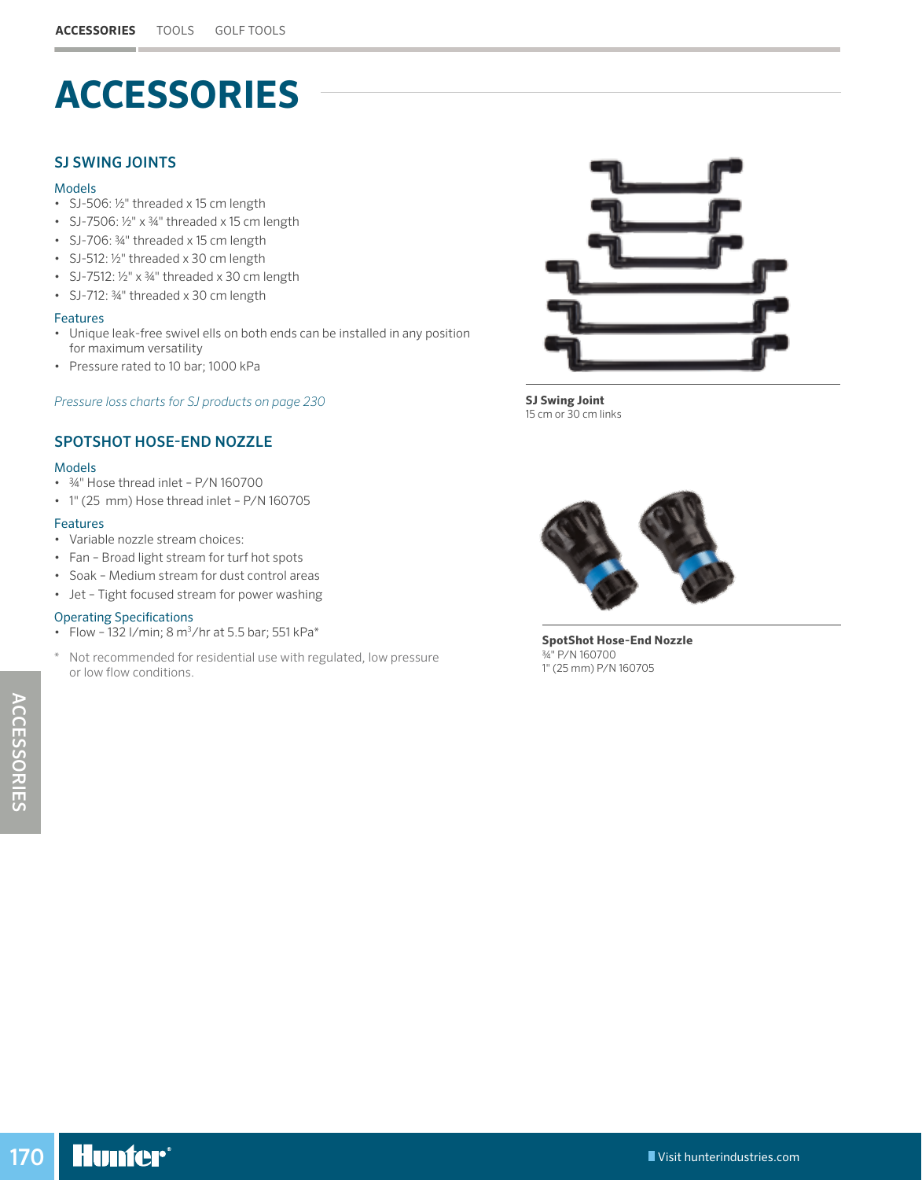# ACCESSORIES

## SJ SWING JOINTS

### Models

- SJ-506: ½" threaded x 15 cm length
- SJ-7506: ½" x ¾" threaded x 15 cm length
- SJ-706: ¾" threaded x 15 cm length
- SJ-512: ½" threaded x 30 cm length
- SJ-7512: ½" x ¾" threaded x 30 cm length
- SJ-712: ¾" threaded x 30 cm length

### Features

- Unique leak-free swivel ells on both ends can be installed in any position for maximum versatility
- Pressure rated to 10 bar; 1000 kPa

*Pressure loss charts for SJ products on page 230*

**SJ Swing Joint**
15 cm or 30 cm links

## SPOTSHOT HOSE-END NOZZLE

### Models

- ¾" Hose thread inlet – P/N 160700
- 1" (25 mm) Hose thread inlet – P/N 160705

### Features

- Variable nozzle stream choices:
- Fan – Broad light stream for turf hot spots
- Soak – Medium stream for dust control areas
- Jet – Tight focused stream for power washing

### Operating Specifications

- Flow – 132 l/min; 8 $m^3$/hr at 5.5 bar; 551 kPa*

\* Not recommended for residential use with regulated, low pressure or low flow conditions.

**SpotShot Hose-End Nozzle**
¾" P/N 160700
1" (25 mm) P/N 160705